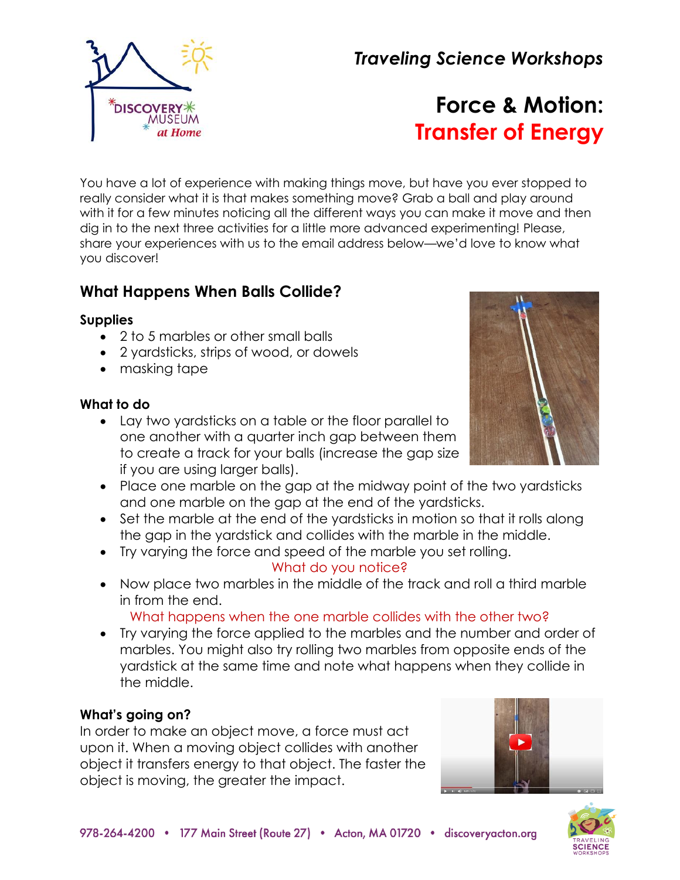*Traveling Science Workshops*

# Force & Motion: Transfer of Energy

You have a lot of experience with making things move, but have you ever stopped to really consider what it is that makes something move? Grab a ball and play around with it for a few minutes noticing all the different ways you can make it move and then dig in to the next three activities for a little more advanced experimenting! Please, share your experiences with us to the email address below—we'd love to know what you discover!

## What Happens When Balls Collide?

### Supplies

- 2 to 5 marbles or other small balls
- 2 yardsticks, strips of wood, or dowels
- masking tape

### What to do

- Lay two yardsticks on a table or the floor parallel to one another with a quarter inch gap between them to create a track for your balls (increase the gap size if you are using larger balls).
- Place one marble on the gap at the midway point of the two yardsticks and one marble on the gap at the end of the yardsticks.
- Set the marble at the end of the yardsticks in motion so that it rolls along the gap in the yardstick and collides with the marble in the middle.
- Try varying the force and speed of the marble you set rolling.

  What do you notice?
- Now place two marbles in the middle of the track and roll a third marble in from the end.

  What happens when the one marble collides with the other two?
- Try varying the force applied to the marbles and the number and order of marbles. You might also try rolling two marbles from opposite ends of the yardstick at the same time and note what happens when they collide in the middle.

### What's going on?

In order to make an object move, a force must act upon it. When a moving object collides with another object it transfers energy to that object. The faster the object is moving, the greater the impact.

978-264-4200 • 177 Main Street (Route 27) • Acton, MA 01720 • discoveryacton.org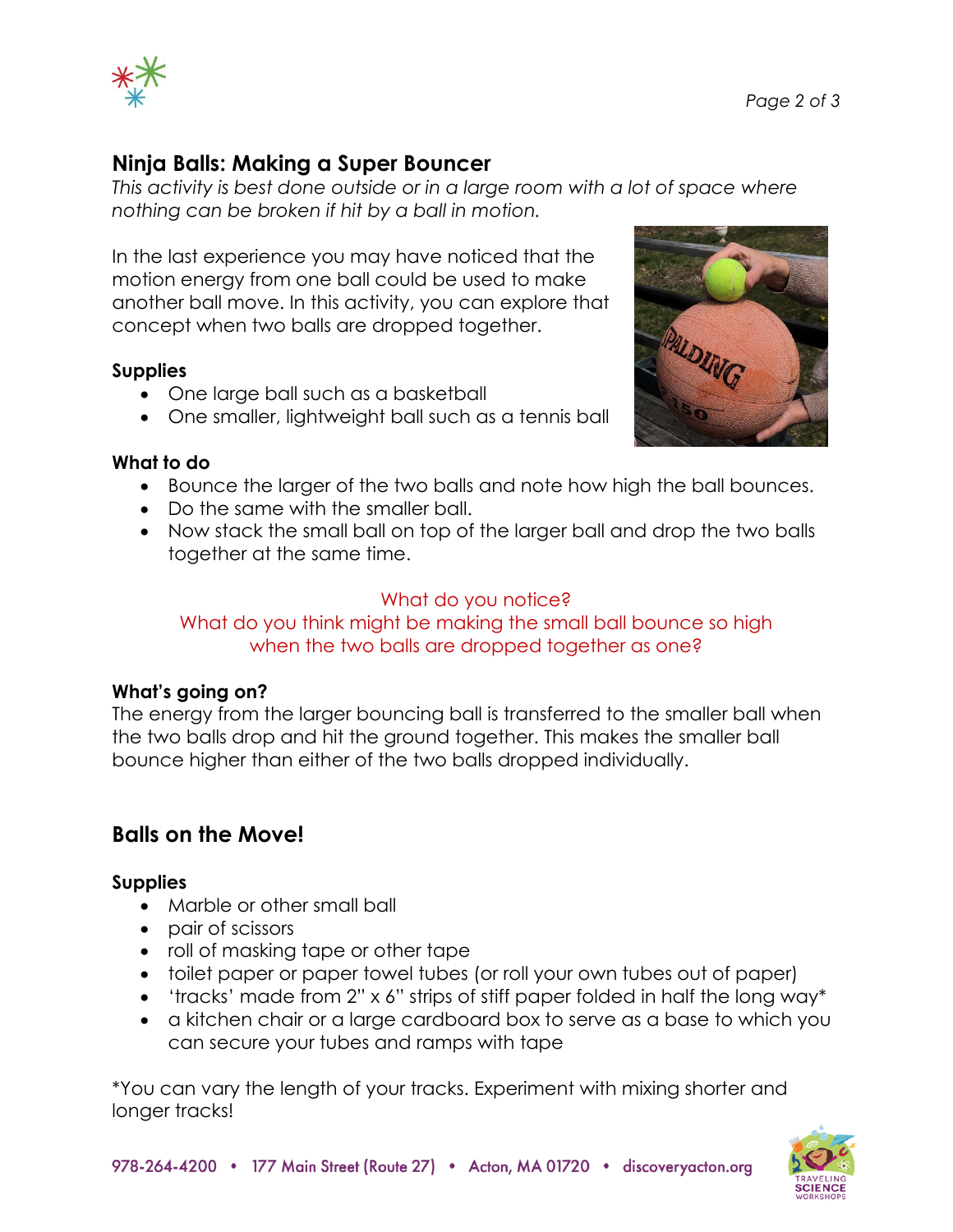## Ninja Balls: Making a Super Bouncer

*This activity is best done outside or in a large room with a lot of space where nothing can be broken if hit by a ball in motion.*

In the last experience you may have noticed that the motion energy from one ball could be used to make another ball move. In this activity, you can explore that concept when two balls are dropped together.

### Supplies

- One large ball such as a basketball
- One smaller, lightweight ball such as a tennis ball

### What to do

- Bounce the larger of the two balls and note how high the ball bounces.
- Do the same with the smaller ball.
- Now stack the small ball on top of the larger ball and drop the two balls together at the same time.

What do you notice?
What do you think might be making the small ball bounce so high when the two balls are dropped together as one?

### What's going on?

The energy from the larger bouncing ball is transferred to the smaller ball when the two balls drop and hit the ground together. This makes the smaller ball bounce higher than either of the two balls dropped individually.

## Balls on the Move!

### Supplies

- Marble or other small ball
- pair of scissors
- roll of masking tape or other tape
- toilet paper or paper towel tubes (or roll your own tubes out of paper)
- 'tracks' made from 2" x 6" strips of stiff paper folded in half the long way*
- a kitchen chair or a large cardboard box to serve as a base to which you can secure your tubes and ramps with tape

*You can vary the length of your tracks. Experiment with mixing shorter and longer tracks!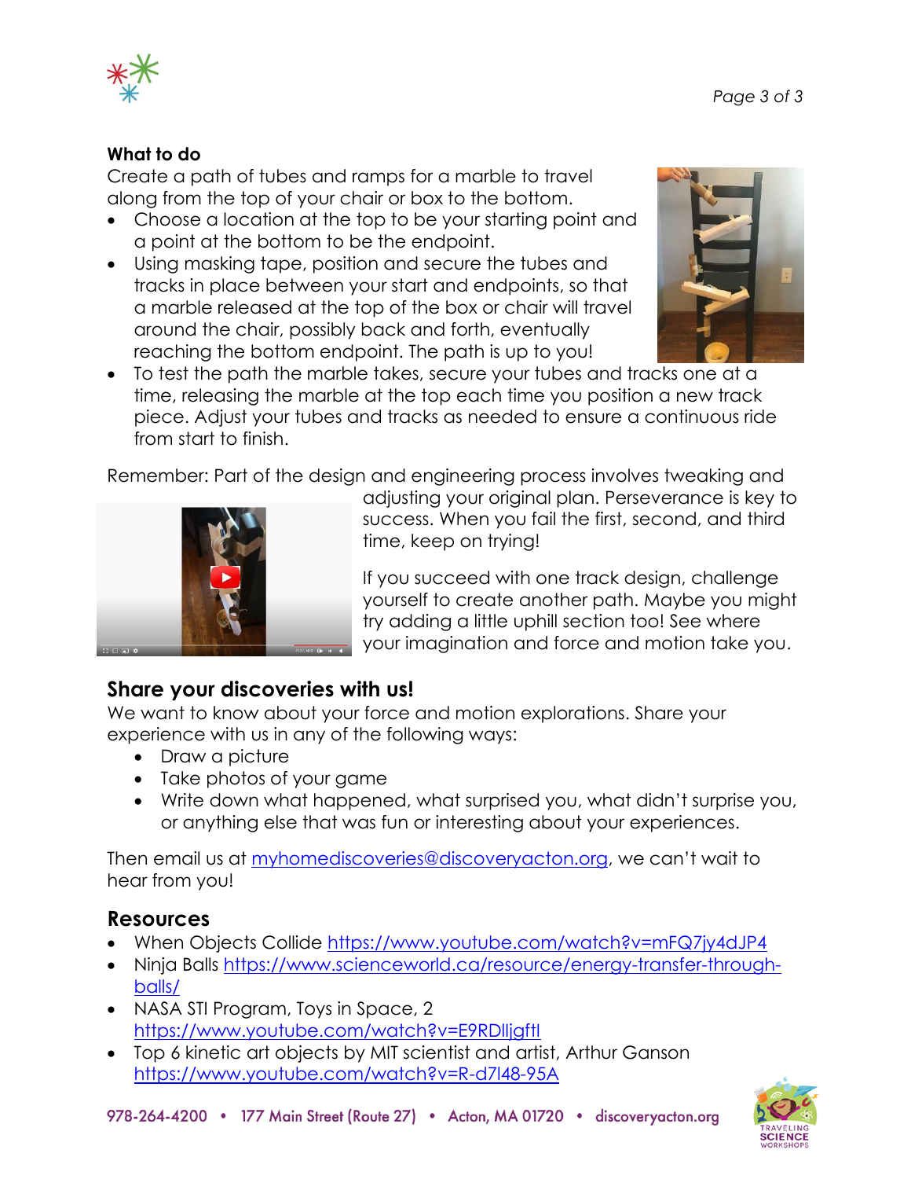**What to do**

Create a path of tubes and ramps for a marble to travel along from the top of your chair or box to the bottom.

- Choose a location at the top to be your starting point and a point at the bottom to be the endpoint.
- Using masking tape, position and secure the tubes and tracks in place between your start and endpoints, so that a marble released at the top of the box or chair will travel around the chair, possibly back and forth, eventually reaching the bottom endpoint. The path is up to you!
- To test the path the marble takes, secure your tubes and tracks one at a time, releasing the marble at the top each time you position a new track piece. Adjust your tubes and tracks as needed to ensure a continuous ride from start to finish.

Remember: Part of the design and engineering process involves tweaking and adjusting your original plan. Perseverance is key to success. When you fail the first, second, and third time, keep on trying!

If you succeed with one track design, challenge yourself to create another path. Maybe you might try adding a little uphill section too! See where your imagination and force and motion take you.

## Share your discoveries with us!

We want to know about your force and motion explorations. Share your experience with us in any of the following ways:

- Draw a picture
- Take photos of your game
- Write down what happened, what surprised you, what didn't surprise you, or anything else that was fun or interesting about your experiences.

Then email us at myhomediscoveries@discoveryacton.org, we can't wait to hear from you!

## Resources

- When Objects Collide https://www.youtube.com/watch?v=mFQ7jy4dJP4
- Ninja Balls https://www.scienceworld.ca/resource/energy-transfer-through-balls/
- NASA STI Program, Toys in Space, 2 https://www.youtube.com/watch?v=E9RDlljgftI
- Top 6 kinetic art objects by MIT scientist and artist, Arthur Ganson https://www.youtube.com/watch?v=R-d7I48-95A

978-264-4200 • 177 Main Street (Route 27) • Acton, MA 01720 • discoveryacton.org